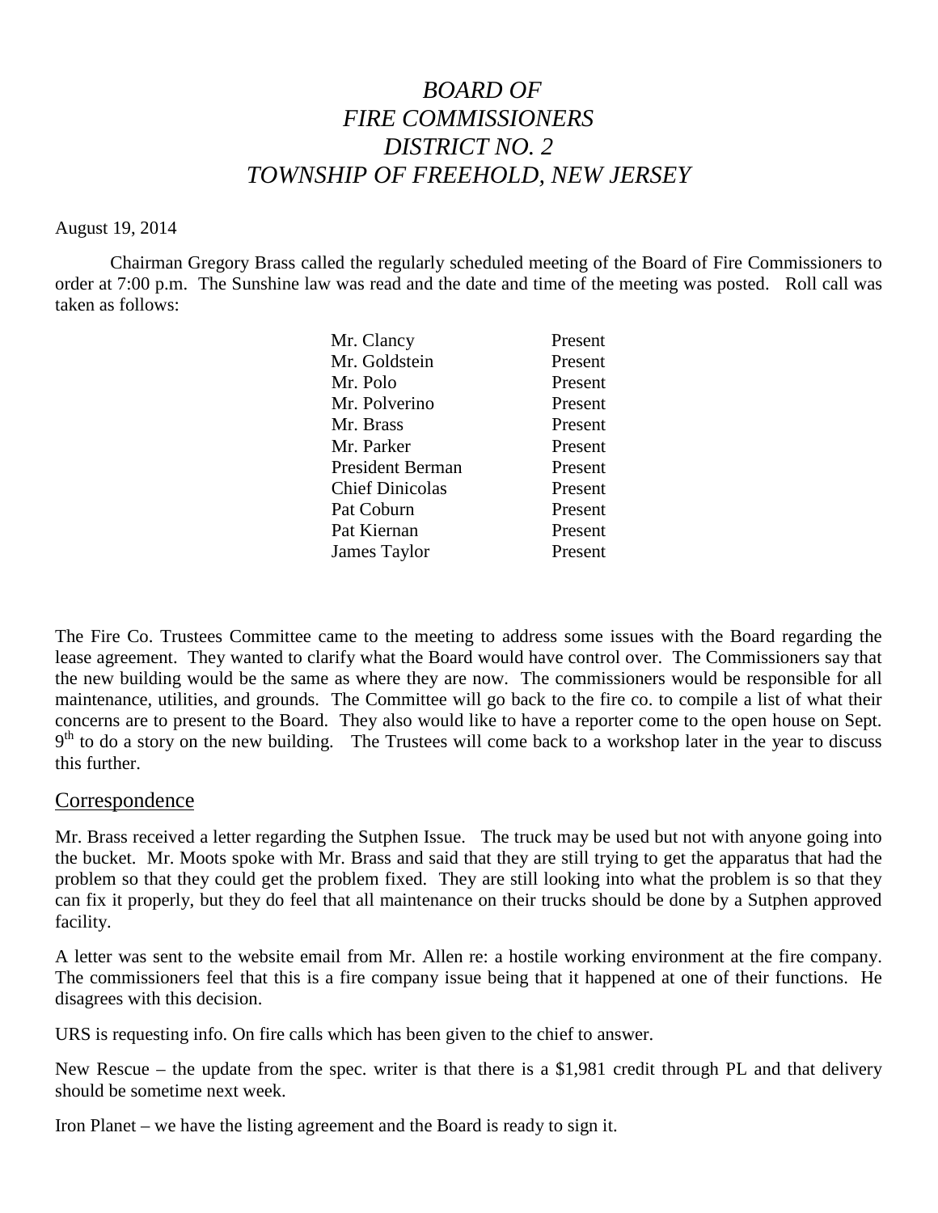# *BOARD OF FIRE COMMISSIONERS DISTRICT NO. 2 TOWNSHIP OF FREEHOLD, NEW JERSEY*

August 19, 2014

Chairman Gregory Brass called the regularly scheduled meeting of the Board of Fire Commissioners to order at 7:00 p.m. The Sunshine law was read and the date and time of the meeting was posted. Roll call was taken as follows:

| | |
|---|---|
| Mr. Clancy | Present |
| Mr. Goldstein | Present |
| Mr. Polo | Present |
| Mr. Polverino | Present |
| Mr. Brass | Present |
| Mr. Parker | Present |
| President Berman | Present |
| Chief Dinicolas | Present |
| Pat Coburn | Present |
| Pat Kiernan | Present |
| James Taylor | Present |

The Fire Co. Trustees Committee came to the meeting to address some issues with the Board regarding the lease agreement. They wanted to clarify what the Board would have control over. The Commissioners say that the new building would be the same as where they are now. The commissioners would be responsible for all maintenance, utilities, and grounds. The Committee will go back to the fire co. to compile a list of what their concerns are to present to the Board. They also would like to have a reporter come to the open house on Sept. 9th to do a story on the new building. The Trustees will come back to a workshop later in the year to discuss this further.

## Correspondence

Mr. Brass received a letter regarding the Sutphen Issue. The truck may be used but not with anyone going into the bucket. Mr. Moots spoke with Mr. Brass and said that they are still trying to get the apparatus that had the problem so that they could get the problem fixed. They are still looking into what the problem is so that they can fix it properly, but they do feel that all maintenance on their trucks should be done by a Sutphen approved facility.

A letter was sent to the website email from Mr. Allen re: a hostile working environment at the fire company. The commissioners feel that this is a fire company issue being that it happened at one of their functions. He disagrees with this decision.

URS is requesting info. On fire calls which has been given to the chief to answer.

New Rescue – the update from the spec. writer is that there is a $1,981 credit through PL and that delivery should be sometime next week.

Iron Planet – we have the listing agreement and the Board is ready to sign it.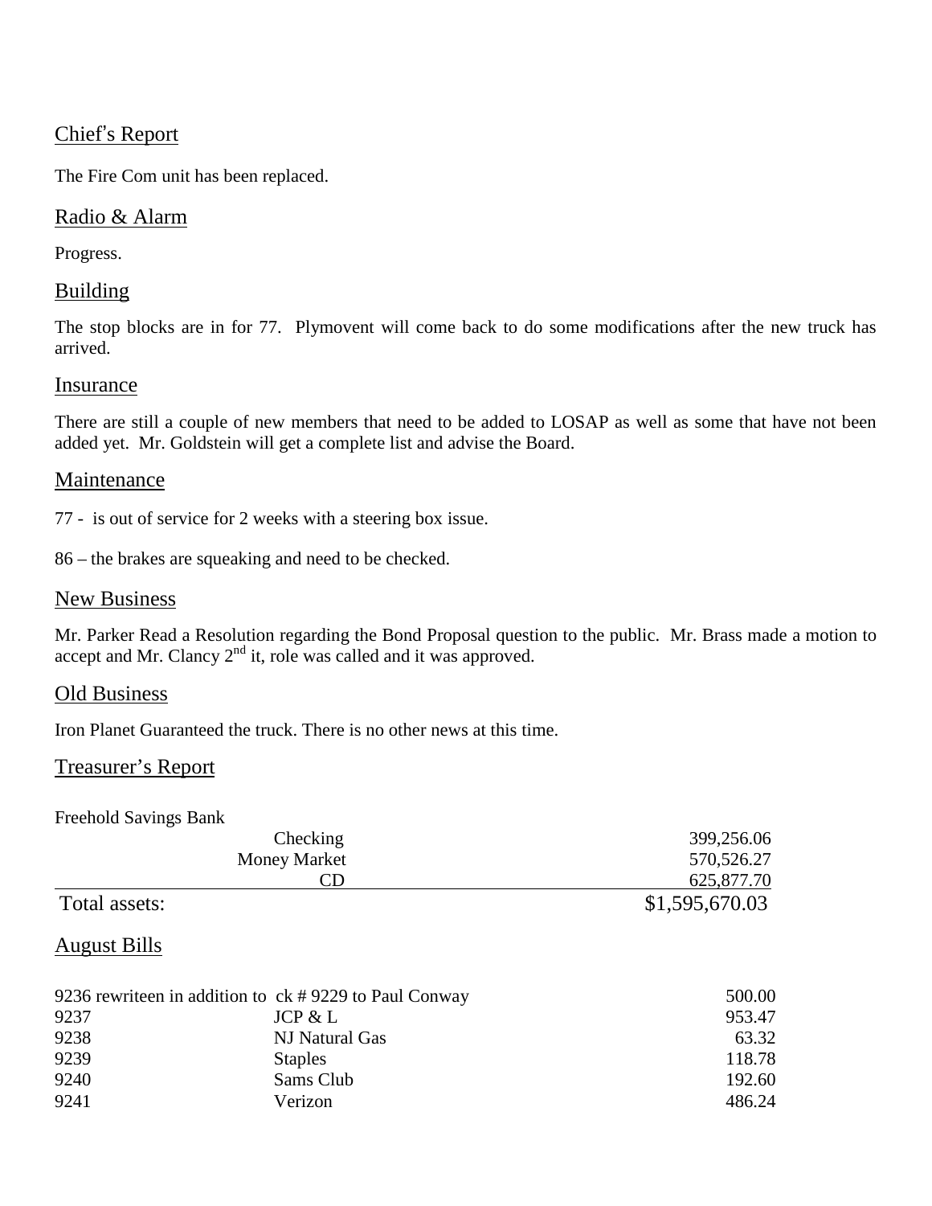## Chief's Report

The Fire Com unit has been replaced.

## Radio & Alarm

Progress.

## Building

The stop blocks are in for 77. Plymovent will come back to do some modifications after the new truck has arrived.

## Insurance

There are still a couple of new members that need to be added to LOSAP as well as some that have not been added yet. Mr. Goldstein will get a complete list and advise the Board.

## Maintenance

77 - is out of service for 2 weeks with a steering box issue.

86 – the brakes are squeaking and need to be checked.

## New Business

Mr. Parker Read a Resolution regarding the Bond Proposal question to the public. Mr. Brass made a motion to accept and Mr. Clancy 2nd it, role was called and it was approved.

## Old Business

Iron Planet Guaranteed the truck. There is no other news at this time.

## Treasurer's Report

Freehold Savings Bank

| | | |
|---|---|---|
| | Checking | 399,256.06 |
| | Money Market | 570,526.27 |
| | CD | 625,877.70 |
| Total assets: | | $1,595,670.03 |

## August Bills

| | | |
|---|---|---|
| 9236 rewriteen in addition to ck # 9229 to Paul Conway | | 500.00 |
| 9237 | JCP & L | 953.47 |
| 9238 | NJ Natural Gas | 63.32 |
| 9239 | Staples | 118.78 |
| 9240 | Sams Club | 192.60 |
| 9241 | Verizon | 486.24 |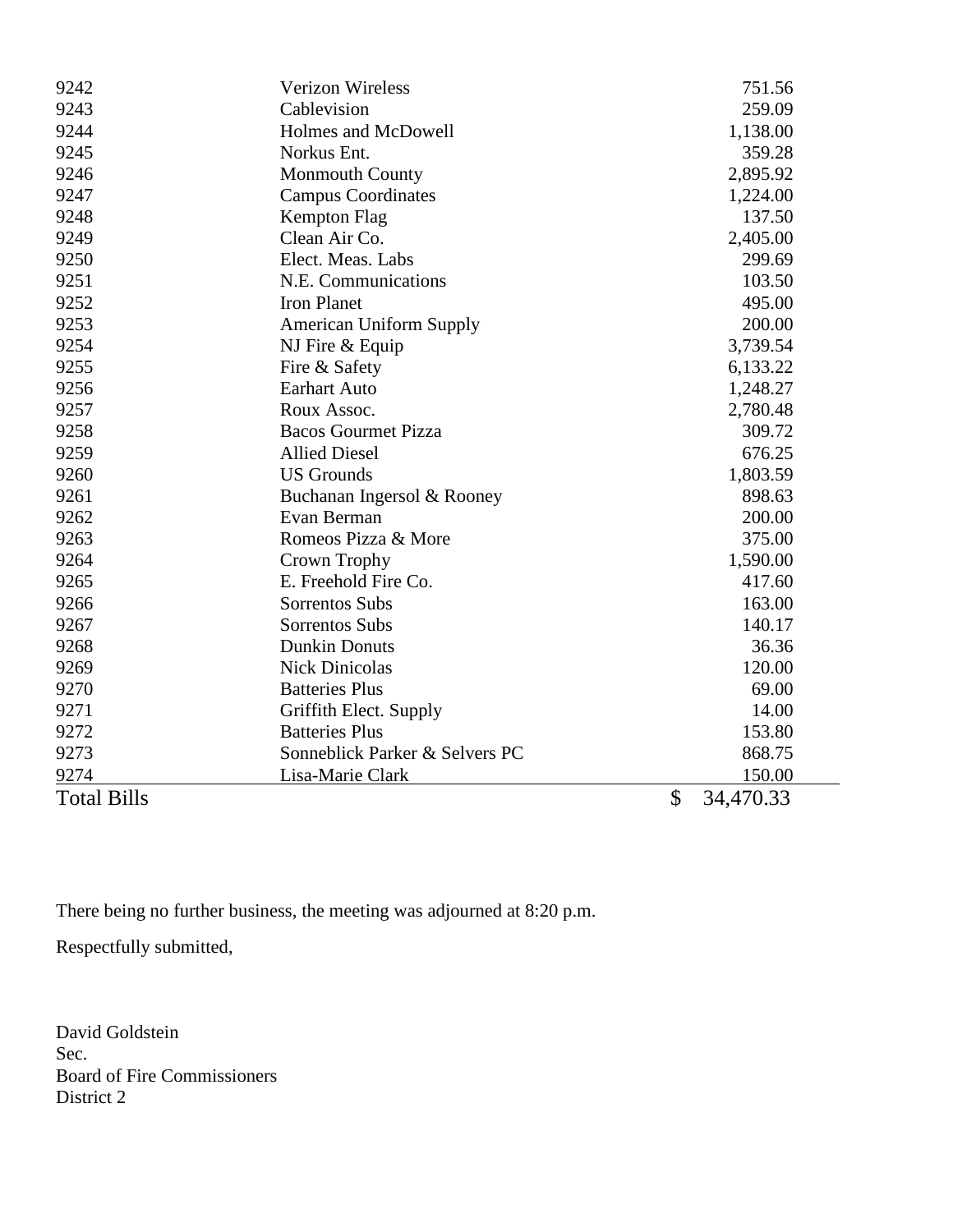| | | |
|---|---|---|
| 9242 | Verizon Wireless | 751.56 |
| 9243 | Cablevision | 259.09 |
| 9244 | Holmes and McDowell | 1,138.00 |
| 9245 | Norkus Ent. | 359.28 |
| 9246 | Monmouth County | 2,895.92 |
| 9247 | Campus Coordinates | 1,224.00 |
| 9248 | Kempton Flag | 137.50 |
| 9249 | Clean Air Co. | 2,405.00 |
| 9250 | Elect. Meas. Labs | 299.69 |
| 9251 | N.E. Communications | 103.50 |
| 9252 | Iron Planet | 495.00 |
| 9253 | American Uniform Supply | 200.00 |
| 9254 | NJ Fire & Equip | 3,739.54 |
| 9255 | Fire & Safety | 6,133.22 |
| 9256 | Earhart Auto | 1,248.27 |
| 9257 | Roux Assoc. | 2,780.48 |
| 9258 | Bacos Gourmet Pizza | 309.72 |
| 9259 | Allied Diesel | 676.25 |
| 9260 | US Grounds | 1,803.59 |
| 9261 | Buchanan Ingersol & Rooney | 898.63 |
| 9262 | Evan Berman | 200.00 |
| 9263 | Romeos Pizza & More | 375.00 |
| 9264 | Crown Trophy | 1,590.00 |
| 9265 | E. Freehold Fire Co. | 417.60 |
| 9266 | Sorrentos Subs | 163.00 |
| 9267 | Sorrentos Subs | 140.17 |
| 9268 | Dunkin Donuts | 36.36 |
| 9269 | Nick Dinicolas | 120.00 |
| 9270 | Batteries Plus | 69.00 |
| 9271 | Griffith Elect. Supply | 14.00 |
| 9272 | Batteries Plus | 153.80 |
| 9273 | Sonneblick Parker & Selvers PC | 868.75 |
| 9274 | Lisa-Marie Clark | 150.00 |
| Total Bills | | $ 34,470.33 |

There being no further business, the meeting was adjourned at 8:20 p.m.

Respectfully submitted,

David Goldstein
Sec.
Board of Fire Commissioners
District 2